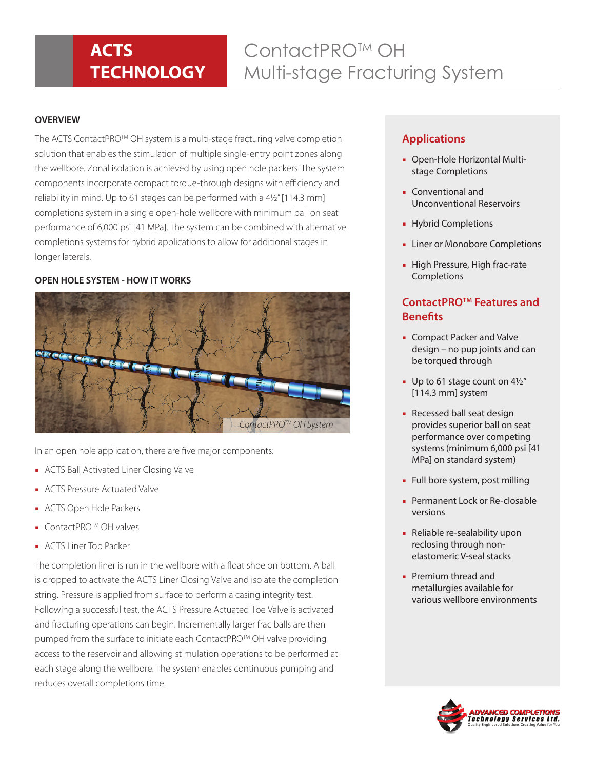# ACTS TECHNOLOGY

# ContactPRO™ OH Multi-stage Fracturing System

## OVERVIEW

The ACTS ContactPRO™ OH system is a multi-stage fracturing valve completion solution that enables the stimulation of multiple single-entry point zones along the wellbore. Zonal isolation is achieved by using open hole packers. The system components incorporate compact torque-through designs with efficiency and reliability in mind. Up to 61 stages can be performed with a 4½" [114.3 mm] completions system in a single open-hole wellbore with minimum ball on seat performance of 6,000 psi [41 MPa]. The system can be combined with alternative completions systems for hybrid applications to allow for additional stages in longer laterals.

## OPEN HOLE SYSTEM - HOW IT WORKS

*ContactPRO™ OH System*

In an open hole application, there are five major components:

- ACTS Ball Activated Liner Closing Valve
- ACTS Pressure Actuated Valve
- ACTS Open Hole Packers
- ContactPRO™ OH valves
- ACTS Liner Top Packer

The completion liner is run in the wellbore with a float shoe on bottom. A ball is dropped to activate the ACTS Liner Closing Valve and isolate the completion string. Pressure is applied from surface to perform a casing integrity test. Following a successful test, the ACTS Pressure Actuated Toe Valve is activated and fracturing operations can begin. Incrementally larger frac balls are then pumped from the surface to initiate each ContactPRO™ OH valve providing access to the reservoir and allowing stimulation operations to be performed at each stage along the wellbore. The system enables continuous pumping and reduces overall completions time.

## Applications

- Open-Hole Horizontal Multi-stage Completions
- Conventional and Unconventional Reservoirs
- Hybrid Completions
- Liner or Monobore Completions
- High Pressure, High frac-rate Completions

## ContactPRO™ Features and Benefits

- Compact Packer and Valve design – no pup joints and can be torqued through
- Up to 61 stage count on 4½" [114.3 mm] system
- Recessed ball seat design provides superior ball on seat performance over competing systems (minimum 6,000 psi [41 MPa] on standard system)
- Full bore system, post milling
- Permanent Lock or Re-closable versions
- Reliable re-sealability upon reclosing through non-elastomeric V-seal stacks
- Premium thread and metallurgies available for various wellbore environments

ADVANCED COMPLETIONS Technology Services Ltd.
Quality Engineered Solutions Creating Value for You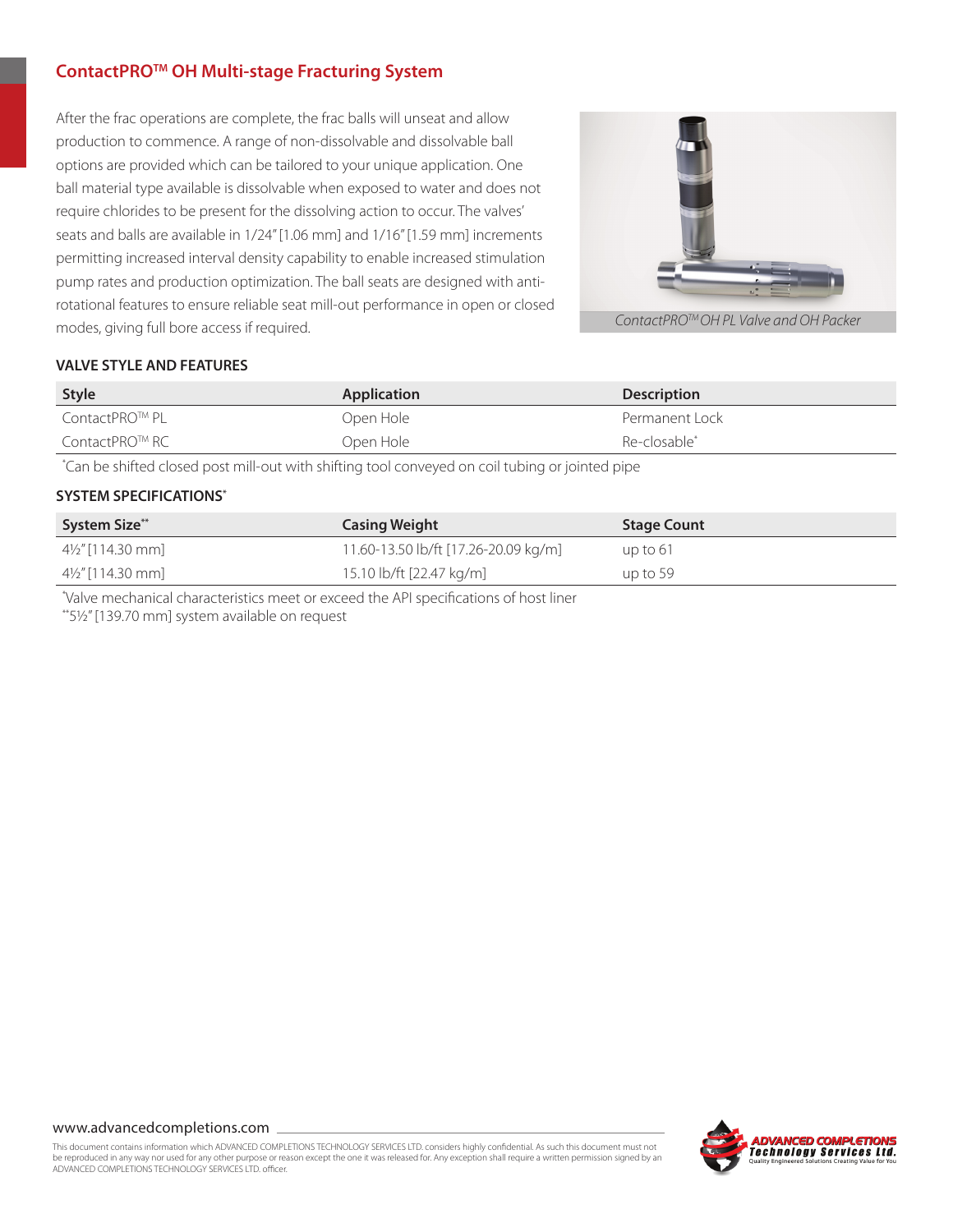## ContactPRO™ OH Multi-stage Fracturing System

After the frac operations are complete, the frac balls will unseat and allow production to commence. A range of non-dissolvable and dissolvable ball options are provided which can be tailored to your unique application. One ball material type available is dissolvable when exposed to water and does not require chlorides to be present for the dissolving action to occur. The valves' seats and balls are available in 1/24" [1.06 mm] and 1/16" [1.59 mm] increments permitting increased interval density capability to enable increased stimulation pump rates and production optimization. The ball seats are designed with anti-rotational features to ensure reliable seat mill-out performance in open or closed modes, giving full bore access if required.

*ContactPRO™ OH PL Valve and OH Packer*

### VALVE STYLE AND FEATURES

| Style | Application | Description |
|---|---|---|
| ContactPRO™ PL | Open Hole | Permanent Lock |
| ContactPRO™ RC | Open Hole | Re-closable* |

*Can be shifted closed post mill-out with shifting tool conveyed on coil tubing or jointed pipe

### SYSTEM SPECIFICATIONS*

| System Size** | Casing Weight | Stage Count |
|---|---|---|
| 4½" [114.30 mm] | 11.60-13.50 lb/ft [17.26-20.09 kg/m] | up to 61 |
| 4½" [114.30 mm] | 15.10 lb/ft [22.47 kg/m] | up to 59 |

*Valve mechanical characteristics meet or exceed the API specifications of host liner
**5½" [139.70 mm] system available on request

www.advancedcompletions.com

This document contains information which ADVANCED COMPLETIONS TECHNOLOGY SERVICES LTD. considers highly confidential. As such this document must not be reproduced in any way nor used for any other purpose or reason except the one it was released for. Any exception shall require a written permission signed by an ADVANCED COMPLETIONS TECHNOLOGY SERVICES LTD. officer.

ADVANCED COMPLETIONS Technology Services Ltd. Quality Engineered Solutions Creating Value for You